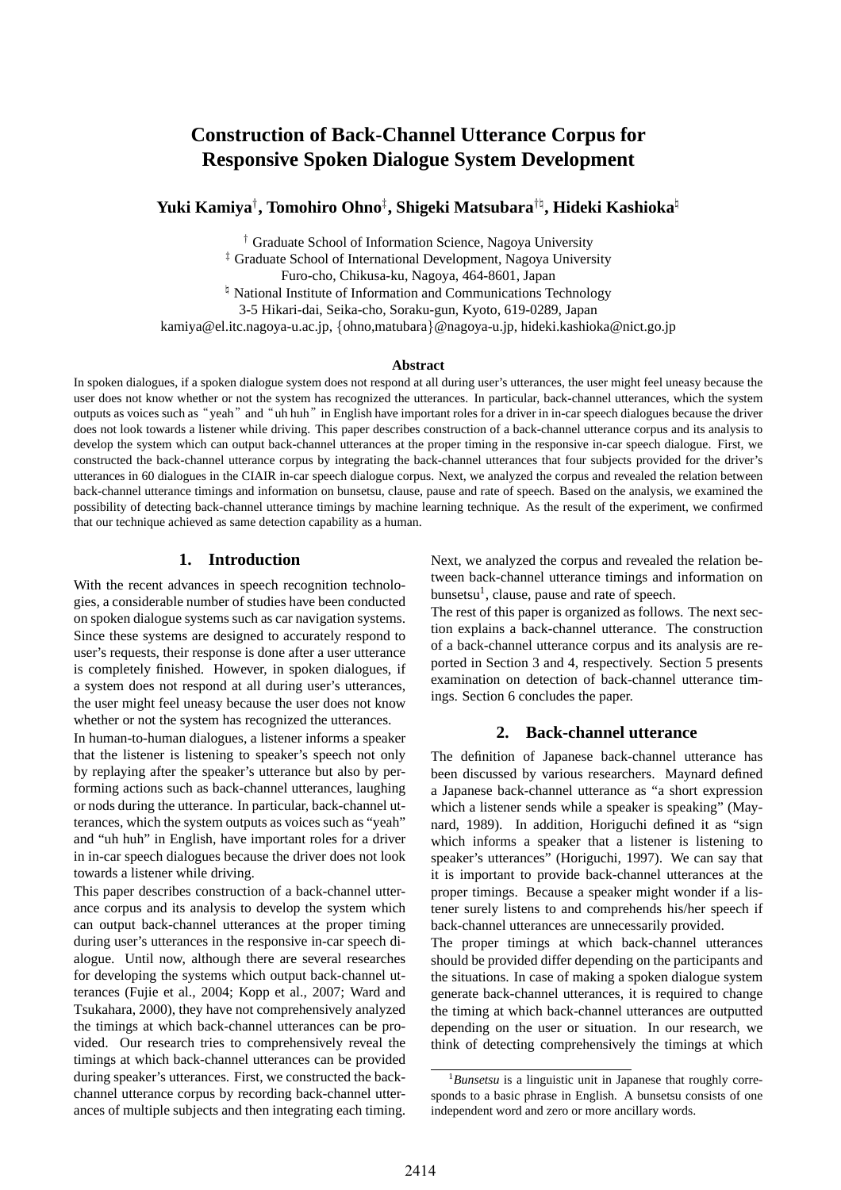# Construction of Back-Channel Utterance Corpus for Responsive Spoken Dialogue System Development

**Yuki Kamiya[†], Tomohiro Ohno[‡], Shigeki Matsubara[†♮], Hideki Kashioka[♮]**

[†] Graduate School of Information Science, Nagoya University
[‡] Graduate School of International Development, Nagoya University
Furo-cho, Chikusa-ku, Nagoya, 464-8601, Japan
[♮] National Institute of Information and Communications Technology
3-5 Hikari-dai, Seika-cho, Soraku-gun, Kyoto, 619-0289, Japan
kamiya@el.itc.nagoya-u.ac.jp, {ohno,matubara}@nagoya-u.jp, hideki.kashioka@nict.go.jp

## Abstract

In spoken dialogues, if a spoken dialogue system does not respond at all during user's utterances, the user might feel uneasy because the user does not know whether or not the system has recognized the utterances. In particular, back-channel utterances, which the system outputs as voices such as "yeah" and "uh huh" in English have important roles for a driver in in-car speech dialogues because the driver does not look towards a listener while driving. This paper describes construction of a back-channel utterance corpus and its analysis to develop the system which can output back-channel utterances at the proper timing in the responsive in-car speech dialogue. First, we constructed the back-channel utterance corpus by integrating the back-channel utterances that four subjects provided for the driver's utterances in 60 dialogues in the CIAIR in-car speech dialogue corpus. Next, we analyzed the corpus and revealed the relation between back-channel utterance timings and information on bunsetsu, clause, pause and rate of speech. Based on the analysis, we examined the possibility of detecting back-channel utterance timings by machine learning technique. As the result of the experiment, we confirmed that our technique achieved as same detection capability as a human.

## 1. Introduction

With the recent advances in speech recognition technologies, a considerable number of studies have been conducted on spoken dialogue systems such as car navigation systems. Since these systems are designed to accurately respond to user's requests, their response is done after a user utterance is completely finished. However, in spoken dialogues, if a system does not respond at all during user's utterances, the user might feel uneasy because the user does not know whether or not the system has recognized the utterances.

In human-to-human dialogues, a listener informs a speaker that the listener is listening to speaker's speech not only by replaying after the speaker's utterance but also by performing actions such as back-channel utterances, laughing or nods during the utterance. In particular, back-channel utterances, which the system outputs as voices such as "yeah" and "uh huh" in English, have important roles for a driver in in-car speech dialogues because the driver does not look towards a listener while driving.

This paper describes construction of a back-channel utterance corpus and its analysis to develop the system which can output back-channel utterances at the proper timing during user's utterances in the responsive in-car speech dialogue. Until now, although there are several researches for developing the systems which output back-channel utterances (Fujie et al., 2004; Kopp et al., 2007; Ward and Tsukahara, 2000), they have not comprehensively analyzed the timings at which back-channel utterances can be provided. Our research tries to comprehensively reveal the timings at which back-channel utterances can be provided during speaker's utterances. First, we constructed the back-channel utterance corpus by recording back-channel utterances of multiple subjects and then integrating each timing. Next, we analyzed the corpus and revealed the relation between back-channel utterance timings and information on bunsetsu[1], clause, pause and rate of speech.

The rest of this paper is organized as follows. The next section explains a back-channel utterance. The construction of a back-channel utterance corpus and its analysis are reported in Section 3 and 4, respectively. Section 5 presents examination on detection of back-channel utterance timings. Section 6 concludes the paper.

## 2. Back-channel utterance

The definition of Japanese back-channel utterance has been discussed by various researchers. Maynard defined a Japanese back-channel utterance as "a short expression which a listener sends while a speaker is speaking" (Maynard, 1989). In addition, Horiguchi defined it as "sign which informs a speaker that a listener is listening to speaker's utterances" (Horiguchi, 1997). We can say that it is important to provide back-channel utterances at the proper timings. Because a speaker might wonder if a listener surely listens to and comprehends his/her speech if back-channel utterances are unnecessarily provided.

The proper timings at which back-channel utterances should be provided differ depending on the participants and the situations. In case of making a spoken dialogue system generate back-channel utterances, it is required to change the timing at which back-channel utterances are outputted depending on the user or situation. In our research, we think of detecting comprehensively the timings at which

[1] *Bunsetsu* is a linguistic unit in Japanese that roughly corresponds to a basic phrase in English. A bunsetsu consists of one independent word and zero or more ancillary words.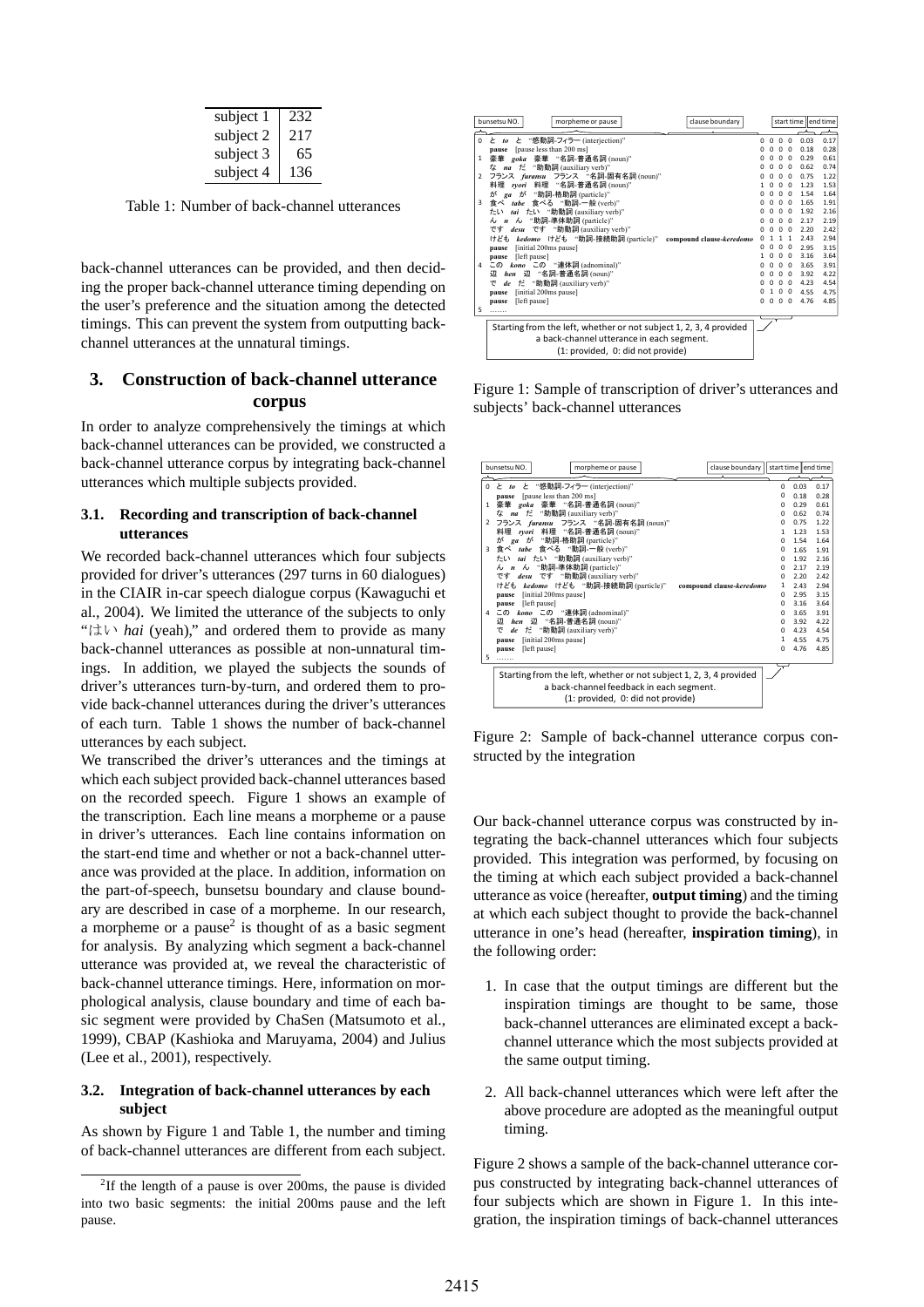| subject 1 | 232 |
|---|---|
| subject 2 | 217 |
| subject 3 | 65 |
| subject 4 | 136 |

Table 1: Number of back-channel utterances

back-channel utterances can be provided, and then deciding the proper back-channel utterance timing depending on the user's preference and the situation among the detected timings. This can prevent the system from outputting back-channel utterances at the unnatural timings.

## 3. Construction of back-channel utterance corpus

In order to analyze comprehensively the timings at which back-channel utterances can be provided, we constructed a back-channel utterance corpus by integrating back-channel utterances which multiple subjects provided.

### 3.1. Recording and transcription of back-channel utterances

We recorded back-channel utterances which four subjects provided for driver's utterances (297 turns in 60 dialogues) in the CIAIR in-car speech dialogue corpus (Kawaguchi et al., 2004). We limited the utterance of the subjects to only "はい *hai* (yeah)," and ordered them to provide as many back-channel utterances as possible at non-unnatural timings. In addition, we played the subjects the sounds of driver's utterances turn-by-turn, and ordered them to provide back-channel utterances during the driver's utterances of each turn. Table 1 shows the number of back-channel utterances by each subject.

We transcribed the driver's utterances and the timings at which each subject provided back-channel utterances based on the recorded speech. Figure 1 shows an example of the transcription. Each line means a morpheme or a pause in driver's utterances. Each line contains information on the start-end time and whether or not a back-channel utterance was provided at the place. In addition, information on the part-of-speech, bunsetsu boundary and clause boundary are described in case of a morpheme. In our research, a morpheme or a pause[2] is thought of as a basic segment for analysis. By analyzing which segment a back-channel utterance was provided at, we reveal the characteristic of back-channel utterance timings. Here, information on morphological analysis, clause boundary and time of each basic segment were provided by ChaSen (Matsumoto et al., 1999), CBAP (Kashioka and Maruyama, 2004) and Julius (Lee et al., 2001), respectively.

### 3.2. Integration of back-channel utterances by each subject

As shown by Figure 1 and Table 1, the number and timing of back-channel utterances are different from each subject.

[2] If the length of a pause is over 200ms, the pause is divided into two basic segments: the initial 200ms pause and the left pause.

| bunsetsu NO. | morpheme or pause | clause boundary | s1 | s2 | s3 | s4 | start time | end time |
|---|---|---|---|---|---|---|---|---|
| 0 | と *to* と "感動詞-フィラー (interjection)" | | 0 | 0 | 0 | 0 | 0.03 | 0.17 |
| | **pause** [pause less than 200 ms] | | 0 | 0 | 0 | 0 | 0.18 | 0.28 |
| 1 | 豪華 *goka* 豪華 "名詞-普通名詞 (noun)" | | 0 | 0 | 0 | 0 | 0.29 | 0.61 |
| | な *na* だ "助動詞 (auxiliary verb)" | | 0 | 0 | 0 | 0 | 0.62 | 0.74 |
| 2 | フランス *furansu* フランス "名詞-固有名詞 (noun)" | | 0 | 0 | 0 | 0 | 0.75 | 1.22 |
| | 料理 *ryori* 料理 "名詞-普通名詞 (noun)" | | 1 | 0 | 0 | 0 | 1.23 | 1.53 |
| | が *ga* が "助詞-格助詞 (particle)" | | 0 | 0 | 0 | 0 | 1.54 | 1.64 |
| 3 | 食べ *tabe* 食べる "動詞-一般 (verb)" | | 0 | 0 | 0 | 0 | 1.65 | 1.91 |
| | たい *tai* たい "助動詞 (auxiliary verb)" | | 0 | 0 | 0 | 0 | 1.92 | 2.16 |
| | ん *n* ん "助詞-準体助詞 (particle)" | | 0 | 0 | 0 | 0 | 2.17 | 2.19 |
| | です *desu* です "助動詞 (auxiliary verb)" | | 0 | 0 | 0 | 0 | 2.20 | 2.42 |
| | けども *kedomo* けども "助詞-接続助詞 (particle)" | compound clause-*keredomo* | 0 | 1 | 1 | 1 | 2.43 | 2.94 |
| | **pause** [initial 200ms pause] | | 0 | 0 | 0 | 0 | 2.95 | 3.15 |
| | **pause** [left pause] | | 1 | 0 | 0 | 0 | 3.16 | 3.64 |
| 4 | この *kono* この "連体詞 (adnominal)" | | 0 | 0 | 0 | 0 | 3.65 | 3.91 |
| | 辺 *hen* 辺 "名詞-普通名詞 (noun)" | | 0 | 0 | 0 | 0 | 3.92 | 4.22 |
| | で *de* だ "助動詞 (auxiliary verb)" | | 0 | 0 | 0 | 0 | 4.23 | 4.54 |
| | **pause** [initial 200ms pause] | | 0 | 1 | 0 | 0 | 4.55 | 4.75 |
| | **pause** [left pause] | | 0 | 0 | 0 | 0 | 4.76 | 4.85 |
| 5 | ...... | | | | | | | |

Starting from the left, whether or not subject 1, 2, 3, 4 provided a back-channel utterance in each segment. (1: provided, 0: did not provide)

Figure 1: Sample of transcription of driver's utterances and subjects' back-channel utterances

| bunsetsu NO. | morpheme or pause | clause boundary | | start time | end time |
|---|---|---|---|---|---|
| 0 | と *to* と "感動詞-フィラー (interjection)" | | 0 | 0.03 | 0.17 |
| | **pause** [pause less than 200 ms] | | 0 | 0.18 | 0.28 |
| 1 | 豪華 *goka* 豪華 "名詞-普通名詞 (noun)" | | 0 | 0.29 | 0.61 |
| | な *na* だ "助動詞 (auxiliary verb)" | | 0 | 0.62 | 0.74 |
| 2 | フランス *furansu* フランス "名詞-固有名詞 (noun)" | | 0 | 0.75 | 1.22 |
| | 料理 *ryori* 料理 "名詞-普通名詞 (noun)" | | 1 | 1.23 | 1.53 |
| | が *ga* が "助詞-格助詞 (particle)" | | 0 | 1.54 | 1.64 |
| 3 | 食べ *tabe* 食べる "動詞-一般 (verb)" | | 0 | 1.65 | 1.91 |
| | たい *tai* たい "助動詞 (auxiliary verb)" | | 0 | 1.92 | 2.16 |
| | ん *n* ん "助詞-準体助詞 (particle)" | | 0 | 2.17 | 2.19 |
| | です *desu* です "助動詞 (auxiliary verb)" | | 0 | 2.20 | 2.42 |
| | けども *kedomo* けども "助詞-接続助詞 (particle)" | compound clause-*keredomo* | 1 | 2.43 | 2.94 |
| | **pause** [initial 200ms pause] | | 0 | 2.95 | 3.15 |
| | **pause** [left pause] | | 0 | 3.16 | 3.64 |
| 4 | この *kono* この "連体詞 (adnominal)" | | 0 | 3.65 | 3.91 |
| | 辺 *hen* 辺 "名詞-普通名詞 (noun)" | | 0 | 3.92 | 4.22 |
| | で *de* だ "助動詞 (auxiliary verb)" | | 0 | 4.23 | 4.54 |
| | **pause** [initial 200ms pause] | | 1 | 4.55 | 4.75 |
| | **pause** [left pause] | | 0 | 4.76 | 4.85 |
| 5 | ...... | | | | |

Starting from the left, whether or not subject 1, 2, 3, 4 provided a back-channel feedback in each segment. (1: provided, 0: did not provide)

Figure 2: Sample of back-channel utterance corpus constructed by the integration

Our back-channel utterance corpus was constructed by integrating the back-channel utterances which four subjects provided. This integration was performed, by focusing on the timing at which each subject provided a back-channel utterance as voice (hereafter, **output timing**) and the timing at which each subject thought to provide the back-channel utterance in one's head (hereafter, **inspiration timing**), in the following order:

1. In case that the output timings are different but the inspiration timings are thought to be same, those back-channel utterances are eliminated except a back-channel utterance which the most subjects provided at the same output timing.

2. All back-channel utterances which were left after the above procedure are adopted as the meaningful output timing.

Figure 2 shows a sample of the back-channel utterance corpus constructed by integrating back-channel utterances of four subjects which are shown in Figure 1. In this integration, the inspiration timings of back-channel utterances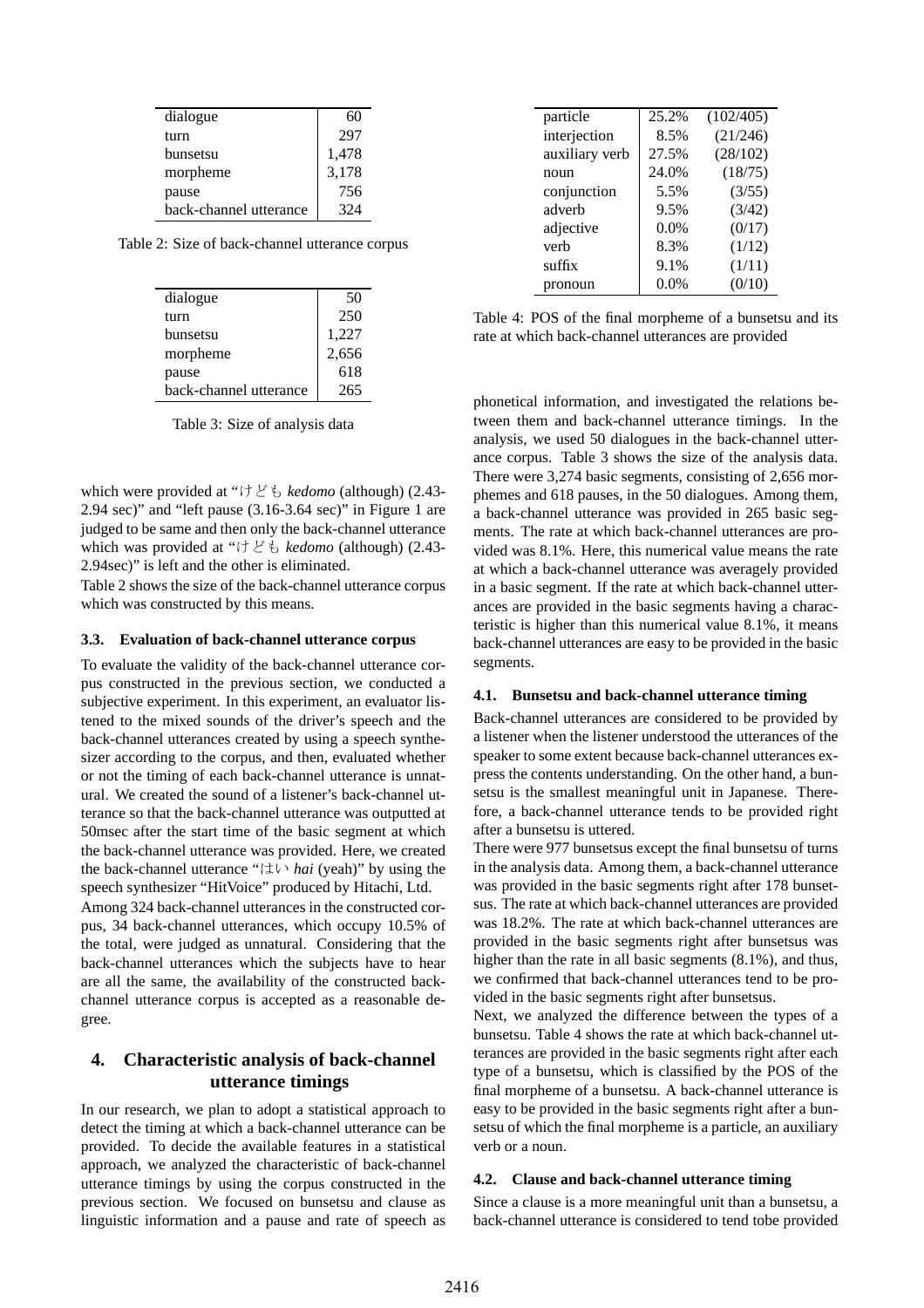| dialogue | 60 |
|---|---|
| turn | 297 |
| bunsetsu | 1,478 |
| morpheme | 3,178 |
| pause | 756 |
| back-channel utterance | 324 |

Table 2: Size of back-channel utterance corpus

| dialogue | 50 |
|---|---|
| turn | 250 |
| bunsetsu | 1,227 |
| morpheme | 2,656 |
| pause | 618 |
| back-channel utterance | 265 |

Table 3: Size of analysis data

which were provided at "けども *kedomo* (although) (2.43-2.94 sec)" and "left pause (3.16-3.64 sec)" in Figure 1 are judged to be same and then only the back-channel utterance which was provided at "けども *kedomo* (although) (2.43-2.94sec)" is left and the other is eliminated.

Table 2 shows the size of the back-channel utterance corpus which was constructed by this means.

### 3.3. Evaluation of back-channel utterance corpus

To evaluate the validity of the back-channel utterance corpus constructed in the previous section, we conducted a subjective experiment. In this experiment, an evaluator listened to the mixed sounds of the driver's speech and the back-channel utterances created by using a speech synthesizer according to the corpus, and then, evaluated whether or not the timing of each back-channel utterance is unnatural. We created the sound of a listener's back-channel utterance so that the back-channel utterance was outputted at 50msec after the start time of the basic segment at which the back-channel utterance was provided. Here, we created the back-channel utterance "はい *hai* (yeah)" by using the speech synthesizer "HitVoice" produced by Hitachi, Ltd.

Among 324 back-channel utterances in the constructed corpus, 34 back-channel utterances, which occupy 10.5% of the total, were judged as unnatural. Considering that the back-channel utterances which the subjects have to hear are all the same, the availability of the constructed back-channel utterance corpus is accepted as a reasonable degree.

## 4. Characteristic analysis of back-channel utterance timings

In our research, we plan to adopt a statistical approach to detect the timing at which a back-channel utterance can be provided. To decide the available features in a statistical approach, we analyzed the characteristic of back-channel utterance timings by using the corpus constructed in the previous section. We focused on bunsetsu and clause as linguistic information and a pause and rate of speech as phonetical information, and investigated the relations between them and back-channel utterance timings. In the analysis, we used 50 dialogues in the back-channel utterance corpus. Table 3 shows the size of the analysis data. There were 3,274 basic segments, consisting of 2,656 morphemes and 618 pauses, in the 50 dialogues. Among them, a back-channel utterance was provided in 265 basic segments. The rate at which back-channel utterances are provided was 8.1%. Here, this numerical value means the rate at which a back-channel utterance was averagely provided in a basic segment. If the rate at which back-channel utterances are provided in the basic segments having a characteristic is higher than this numerical value 8.1%, it means back-channel utterances are easy to be provided in the basic segments.

| particle | 25.2% | (102/405) |
|---|---|---|
| interjection | 8.5% | (21/246) |
| auxiliary verb | 27.5% | (28/102) |
| noun | 24.0% | (18/75) |
| conjunction | 5.5% | (3/55) |
| adverb | 9.5% | (3/42) |
| adjective | 0.0% | (0/17) |
| verb | 8.3% | (1/12) |
| suffix | 9.1% | (1/11) |
| pronoun | 0.0% | (0/10) |

Table 4: POS of the final morpheme of a bunsetsu and its rate at which back-channel utterances are provided

### 4.1. Bunsetsu and back-channel utterance timing

Back-channel utterances are considered to be provided by a listener when the listener understood the utterances of the speaker to some extent because back-channel utterances express the contents understanding. On the other hand, a bunsetsu is the smallest meaningful unit in Japanese. Therefore, a back-channel utterance tends to be provided right after a bunsetsu is uttered.

There were 977 bunsetsus except the final bunsetsu of turns in the analysis data. Among them, a back-channel utterance was provided in the basic segments right after 178 bunsetsus. The rate at which back-channel utterances are provided was 18.2%. The rate at which back-channel utterances are provided in the basic segments right after bunsetsus was higher than the rate in all basic segments (8.1%), and thus, we confirmed that back-channel utterances tend to be provided in the basic segments right after bunsetsus.

Next, we analyzed the difference between the types of a bunsetsu. Table 4 shows the rate at which back-channel utterances are provided in the basic segments right after each type of a bunsetsu, which is classified by the POS of the final morpheme of a bunsetsu. A back-channel utterance is easy to be provided in the basic segments right after a bunsetsu of which the final morpheme is a particle, an auxiliary verb or a noun.

### 4.2. Clause and back-channel utterance timing

Since a clause is a more meaningful unit than a bunsetsu, a back-channel utterance is considered to tend tobe provided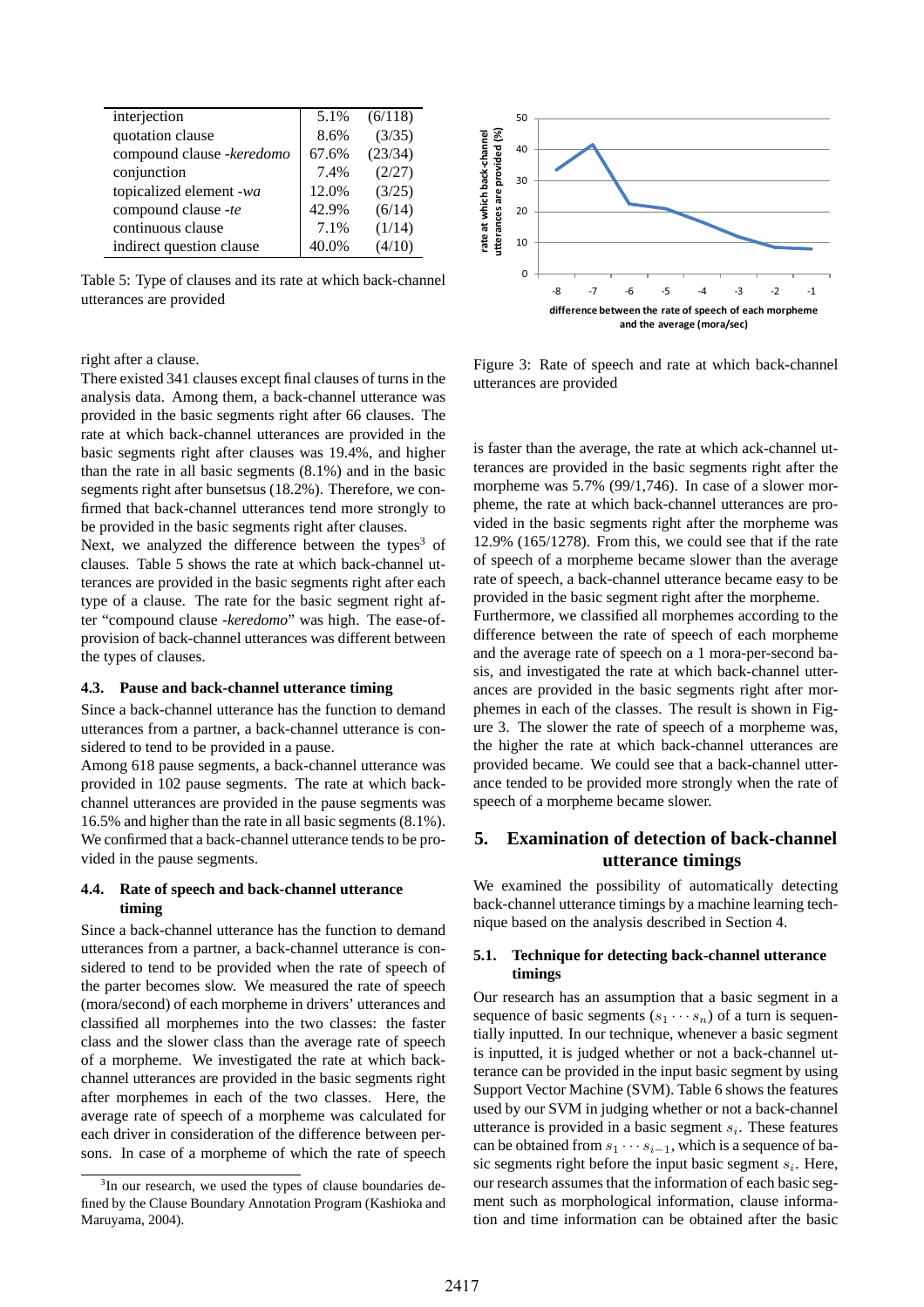| | | |
|---|---|---|
| interjection | 5.1% | (6/118) |
| quotation clause | 8.6% | (3/35) |
| compound clause *-keredomo* | 67.6% | (23/34) |
| conjunction | 7.4% | (2/27) |
| topicalized element *-wa* | 12.0% | (3/25) |
| compound clause *-te* | 42.9% | (6/14) |
| continuous clause | 7.1% | (1/14) |
| indirect question clause | 40.0% | (4/10) |

Table 5: Type of clauses and its rate at which back-channel utterances are provided

right after a clause.

There existed 341 clauses except final clauses of turns in the analysis data. Among them, a back-channel utterance was provided in the basic segments right after 66 clauses. The rate at which back-channel utterances are provided in the basic segments right after clauses was 19.4%, and higher than the rate in all basic segments (8.1%) and in the basic segments right after bunsetsus (18.2%). Therefore, we confirmed that back-channel utterances tend more strongly to be provided in the basic segments right after clauses.

Next, we analyzed the difference between the types[3] of clauses. Table 5 shows the rate at which back-channel utterances are provided in the basic segments right after each type of a clause. The rate for the basic segment right after "compound clause *-keredomo*" was high. The ease-of-provision of back-channel utterances was different between the types of clauses.

### 4.3. Pause and back-channel utterance timing

Since a back-channel utterance has the function to demand utterances from a partner, a back-channel utterance is considered to tend to be provided in a pause.

Among 618 pause segments, a back-channel utterance was provided in 102 pause segments. The rate at which back-channel utterances are provided in the pause segments was 16.5% and higher than the rate in all basic segments (8.1%). We confirmed that a back-channel utterance tends to be provided in the pause segments.

### 4.4. Rate of speech and back-channel utterance timing

Since a back-channel utterance has the function to demand utterances from a partner, a back-channel utterance is considered to tend to be provided when the rate of speech of the parter becomes slow. We measured the rate of speech (mora/second) of each morpheme in drivers' utterances and classified all morphemes into the two classes: the faster class and the slower class than the average rate of speech of a morpheme. We investigated the rate at which back-channel utterances are provided in the basic segments right after morphemes in each of the two classes. Here, the average rate of speech of a morpheme was calculated for each driver in consideration of the difference between persons. In case of a morpheme of which the rate of speech is faster than the average, the rate at which ack-channel utterances are provided in the basic segments right after the morpheme was 5.7% (99/1,746). In case of a slower morpheme, the rate at which back-channel utterances are provided in the basic segments right after the morpheme was 12.9% (165/1278). From this, we could see that if the rate of speech of a morpheme became slower than the average rate of speech, a back-channel utterance became easy to be provided in the basic segment right after the morpheme.

Furthermore, we classified all morphemes according to the difference between the rate of speech of each morpheme and the average rate of speech on a 1 mora-per-second basis, and investigated the rate at which back-channel utterances are provided in the basic segments right after morphemes in each of the classes. The result is shown in Figure 3. The slower the rate of speech of a morpheme was, the higher the rate at which back-channel utterances are provided became. We could see that a back-channel utterance tended to be provided more strongly when the rate of speech of a morpheme became slower.

Figure 3: Rate of speech and rate at which back-channel utterances are provided

## 5. Examination of detection of back-channel utterance timings

We examined the possibility of automatically detecting back-channel utterance timings by a machine learning technique based on the analysis described in Section 4.

### 5.1. Technique for detecting back-channel utterance timings

Our research has an assumption that a basic segment in a sequence of basic segments ($s_1 \cdots s_n$) of a turn is sequentially inputted. In our technique, whenever a basic segment is inputted, it is judged whether or not a back-channel utterance can be provided in the input basic segment by using Support Vector Machine (SVM). Table 6 shows the features used by our SVM in judging whether or not a back-channel utterance is provided in a basic segment $s_i$. These features can be obtained from $s_1 \cdots s_{i-1}$, which is a sequence of basic segments right before the input basic segment $s_i$. Here, our research assumes that the information of each basic segment such as morphological information, clause information and time information can be obtained after the basic

[3] In our research, we used the types of clause boundaries defined by the Clause Boundary Annotation Program (Kashioka and Maruyama, 2004).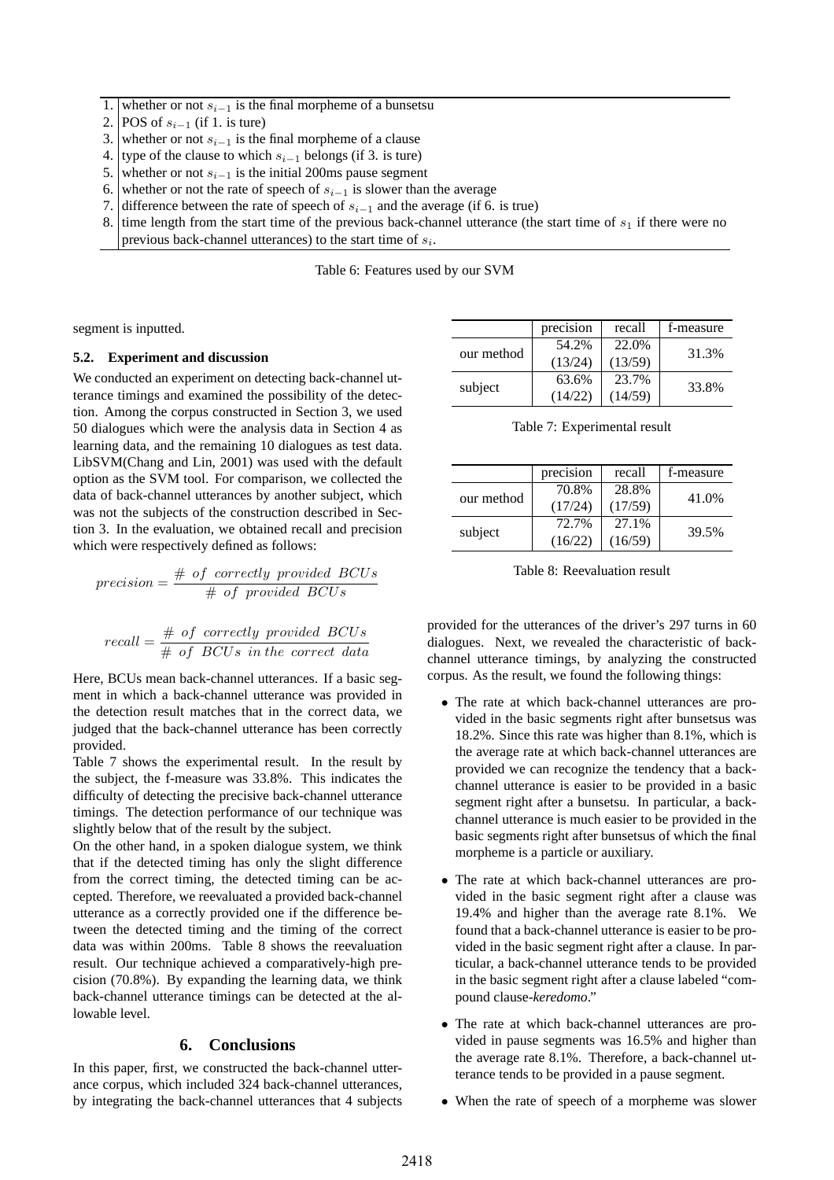| | |
|---|---|
| 1. | whether or not $s_{i-1}$ is the final morpheme of a bunsetsu |
| 2. | POS of $s_{i-1}$ (if 1. is ture) |
| 3. | whether or not $s_{i-1}$ is the final morpheme of a clause |
| 4. | type of the clause to which $s_{i-1}$ belongs (if 3. is ture) |
| 5. | whether or not $s_{i-1}$ is the initial 200ms pause segment |
| 6. | whether or not the rate of speech of $s_{i-1}$ is slower than the average |
| 7. | difference between the rate of speech of $s_{i-1}$ and the average (if 6. is true) |
| 8. | time length from the start time of the previous back-channel utterance (the start time of $s_1$ if there were no previous back-channel utterances) to the start time of $s_i$. |

Table 6: Features used by our SVM

segment is inputted.

### 5.2. Experiment and discussion

We conducted an experiment on detecting back-channel utterance timings and examined the possibility of the detection. Among the corpus constructed in Section 3, we used 50 dialogues which were the analysis data in Section 4 as learning data, and the remaining 10 dialogues as test data. LibSVM(Chang and Lin, 2001) was used with the default option as the SVM tool. For comparison, we collected the data of back-channel utterances by another subject, which was not the subjects of the construction described in Section 3. In the evaluation, we obtained recall and precision which were respectively defined as follows:

$$precision = \frac{\#\ of\ correctly\ provided\ BCUs}{\#\ of\ provided\ BCUs}$$

$$recall = \frac{\#\ of\ correctly\ provided\ BCUs}{\#\ of\ BCUs\ in\ the\ correct\ data}$$

Here, BCUs mean back-channel utterances. If a basic segment in which a back-channel utterance was provided in the detection result matches that in the correct data, we judged that the back-channel utterance has been correctly provided.

Table 7 shows the experimental result. In the result by the subject, the f-measure was 33.8%. This indicates the difficulty of detecting the precisive back-channel utterance timings. The detection performance of our technique was slightly below that of the result by the subject.

On the other hand, in a spoken dialogue system, we think that if the detected timing has only the slight difference from the correct timing, the detected timing can be accepted. Therefore, we reevaluated a provided back-channel utterance as a correctly provided one if the difference between the detected timing and the timing of the correct data was within 200ms. Table 8 shows the reevaluation result. Our technique achieved a comparatively-high precision (70.8%). By expanding the learning data, we think back-channel utterance timings can be detected at the allowable level.

| | precision | recall | f-measure |
|---|---|---|---|
| our method | 54.2% (13/24) | 22.0% (13/59) | 31.3% |
| subject | 63.6% (14/22) | 23.7% (14/59) | 33.8% |

Table 7: Experimental result

| | precision | recall | f-measure |
|---|---|---|---|
| our method | 70.8% (17/24) | 28.8% (17/59) | 41.0% |
| subject | 72.7% (16/22) | 27.1% (16/59) | 39.5% |

Table 8: Reevaluation result

## 6. Conclusions

In this paper, first, we constructed the back-channel utterance corpus, which included 324 back-channel utterances, by integrating the back-channel utterances that 4 subjects provided for the utterances of the driver's 297 turns in 60 dialogues. Next, we revealed the characteristic of back-channel utterance timings, by analyzing the constructed corpus. As the result, we found the following things:

- The rate at which back-channel utterances are provided in the basic segments right after bunsetsus was 18.2%. Since this rate was higher than 8.1%, which is the average rate at which back-channel utterances are provided we can recognize the tendency that a back-channel utterance is easier to be provided in a basic segment right after a bunsetsu. In particular, a back-channel utterance is much easier to be provided in the basic segments right after bunsetsus of which the final morpheme is a particle or auxiliary.
- The rate at which back-channel utterances are provided in the basic segment right after a clause was 19.4% and higher than the average rate 8.1%. We found that a back-channel utterance is easier to be provided in the basic segment right after a clause. In particular, a back-channel utterance tends to be provided in the basic segment right after a clause labeled "compound clause-*keredomo*."
- The rate at which back-channel utterances are provided in pause segments was 16.5% and higher than the average rate 8.1%. Therefore, a back-channel utterance tends to be provided in a pause segment.
- When the rate of speech of a morpheme was slower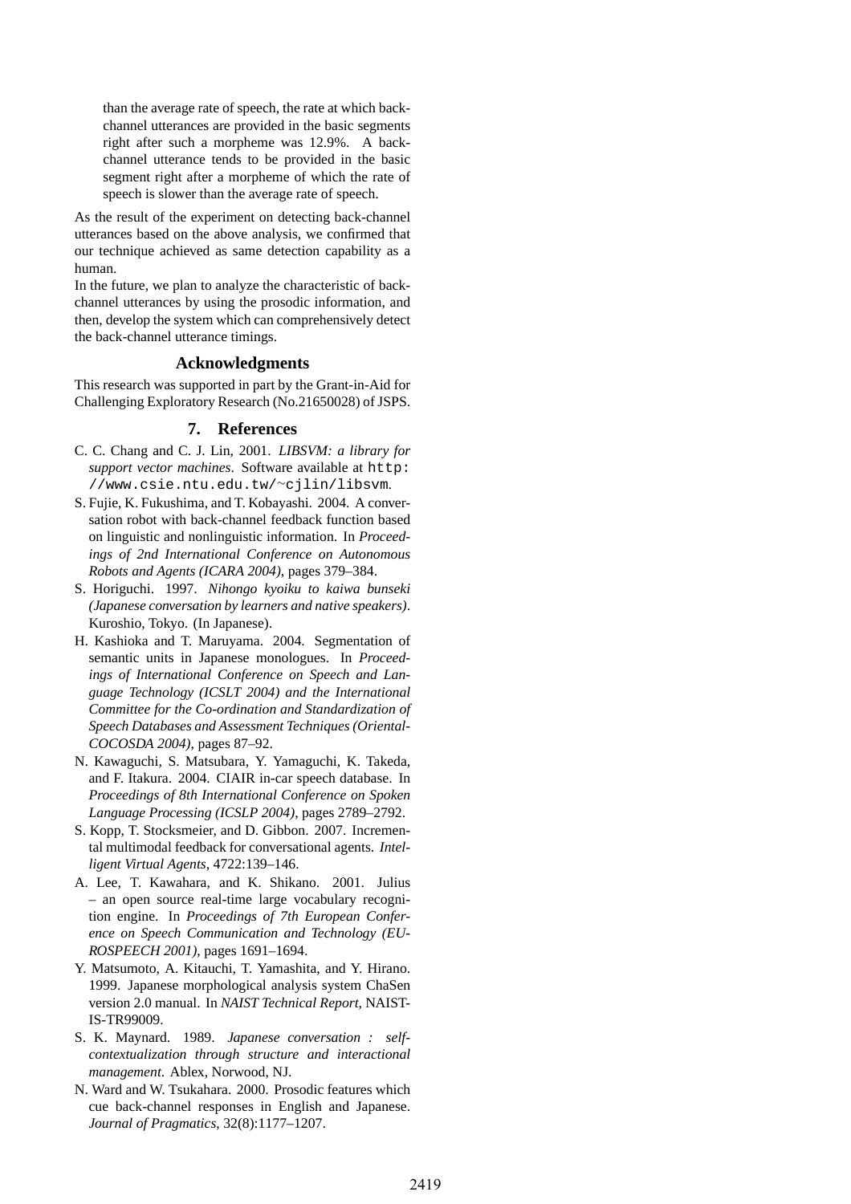than the average rate of speech, the rate at which back-channel utterances are provided in the basic segments right after such a morpheme was 12.9%. A back-channel utterance tends to be provided in the basic segment right after a morpheme of which the rate of speech is slower than the average rate of speech.

As the result of the experiment on detecting back-channel utterances based on the above analysis, we confirmed that our technique achieved as same detection capability as a human.

In the future, we plan to analyze the characteristic of back-channel utterances by using the prosodic information, and then, develop the system which can comprehensively detect the back-channel utterance timings.

## Acknowledgments

This research was supported in part by the Grant-in-Aid for Challenging Exploratory Research (No.21650028) of JSPS.

## 7. References

C. C. Chang and C. J. Lin, 2001. *LIBSVM: a library for support vector machines*. Software available at `http://www.csie.ntu.edu.tw/~cjlin/libsvm`.

S. Fujie, K. Fukushima, and T. Kobayashi. 2004. A conversation robot with back-channel feedback function based on linguistic and nonlinguistic information. In *Proceedings of 2nd International Conference on Autonomous Robots and Agents (ICARA 2004)*, pages 379–384.

S. Horiguchi. 1997. *Nihongo kyoiku to kaiwa bunseki (Japanese conversation by learners and native speakers)*. Kuroshio, Tokyo. (In Japanese).

H. Kashioka and T. Maruyama. 2004. Segmentation of semantic units in Japanese monologues. In *Proceedings of International Conference on Speech and Language Technology (ICSLT 2004) and the International Committee for the Co-ordination and Standardization of Speech Databases and Assessment Techniques (Oriental-COCOSDA 2004)*, pages 87–92.

N. Kawaguchi, S. Matsubara, Y. Yamaguchi, K. Takeda, and F. Itakura. 2004. CIAIR in-car speech database. In *Proceedings of 8th International Conference on Spoken Language Processing (ICSLP 2004)*, pages 2789–2792.

S. Kopp, T. Stocksmeier, and D. Gibbon. 2007. Incremental multimodal feedback for conversational agents. *Intelligent Virtual Agents*, 4722:139–146.

A. Lee, T. Kawahara, and K. Shikano. 2001. Julius – an open source real-time large vocabulary recognition engine. In *Proceedings of 7th European Conference on Speech Communication and Technology (EUROSPEECH 2001)*, pages 1691–1694.

Y. Matsumoto, A. Kitauchi, T. Yamashita, and Y. Hirano. 1999. Japanese morphological analysis system ChaSen version 2.0 manual. In *NAIST Technical Report*, NAIST-IS-TR99009.

S. K. Maynard. 1989. *Japanese conversation : self-contextualization through structure and interactional management*. Ablex, Norwood, NJ.

N. Ward and W. Tsukahara. 2000. Prosodic features which cue back-channel responses in English and Japanese. *Journal of Pragmatics*, 32(8):1177–1207.